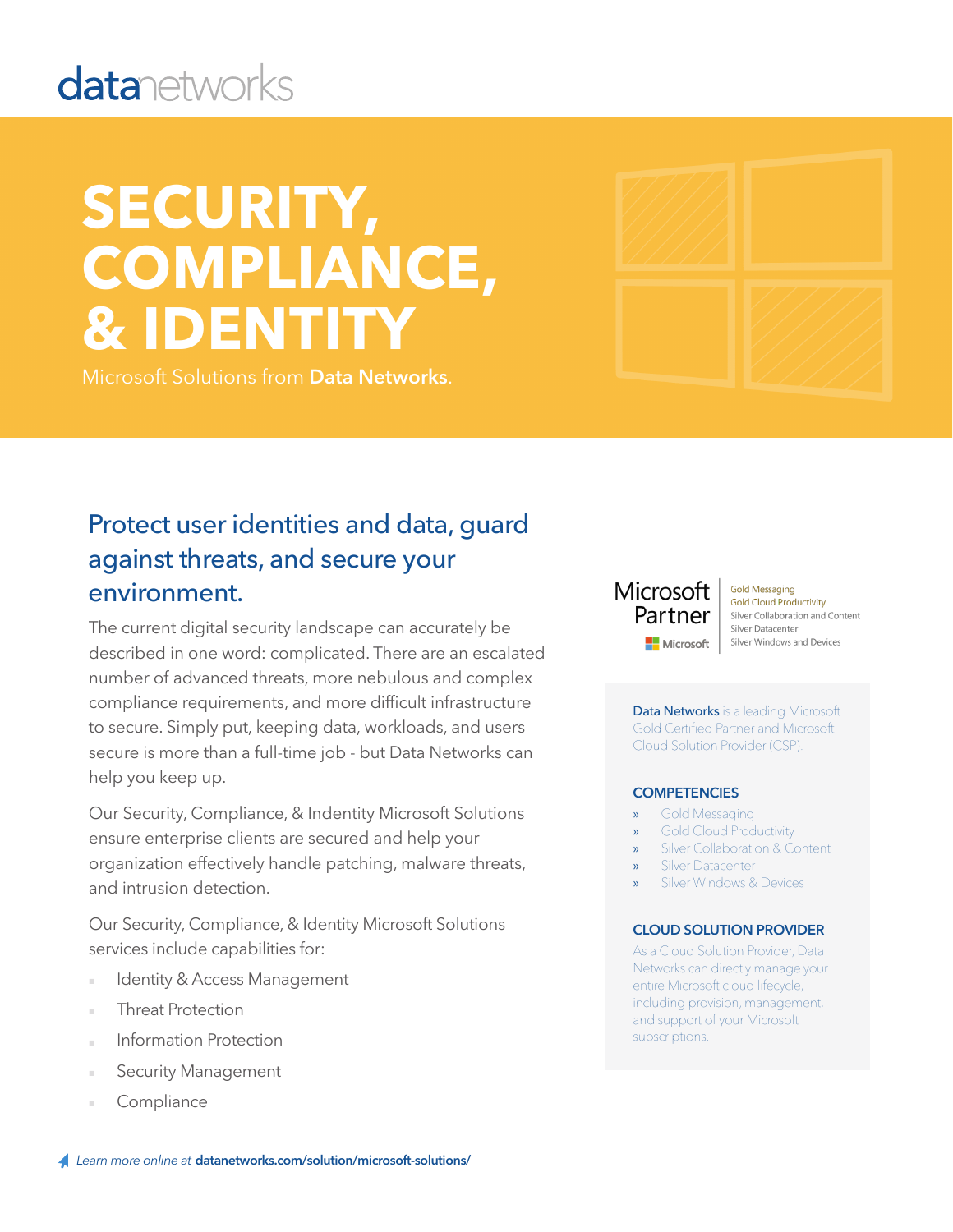datanetworks

# SECURITY, COMPLIANCE, & IDENTITY

Microsoft Solutions from **Data Networks**.

## Protect user identities and data, guard against threats, and secure your environment.

The current digital security landscape can accurately be described in one word: complicated. There are an escalated number of advanced threats, more nebulous and complex compliance requirements, and more difficult infrastructure to secure. Simply put, keeping data, workloads, and users secure is more than a full-time job - but Data Networks can help you keep up.

Our Security, Compliance, & Indentity Microsoft Solutions ensure enterprise clients are secured and help your organization effectively handle patching, malware threats, and intrusion detection.

Our Security, Compliance, & Identity Microsoft Solutions services include capabilities for:

- Identity & Access Management
- Threat Protection
- Information Protection
- Security Management
- Compliance

Microsoft Partner

Microsoft

Gold Messaging
Gold Cloud Productivity
Silver Collaboration and Content
Silver Datacenter
Silver Windows and Devices

**Data Networks** is a leading Microsoft Gold Certified Partner and Microsoft Cloud Solution Provider (CSP).

### COMPETENCIES

- Gold Messaging
- Gold Cloud Productivity
- Silver Collaboration & Content
- Silver Datacenter
- Silver Windows & Devices

### CLOUD SOLUTION PROVIDER

As a Cloud Solution Provider, Data Networks can directly manage your entire Microsoft cloud lifecycle, including provision, management, and support of your Microsoft subscriptions.

*Learn more online at* **datanetworks.com/solution/microsoft-solutions/**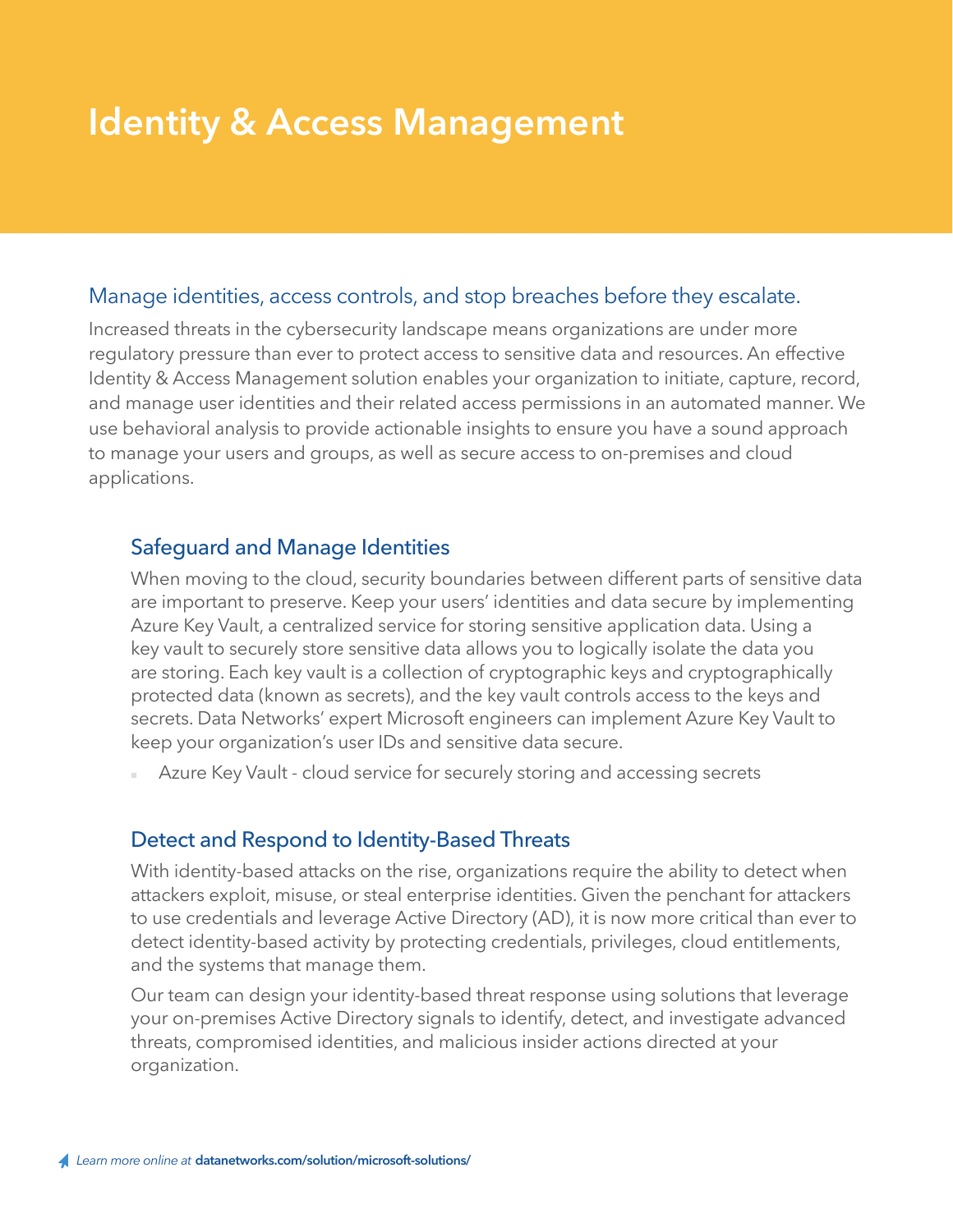# Identity & Access Management

## Manage identities, access controls, and stop breaches before they escalate.

Increased threats in the cybersecurity landscape means organizations are under more regulatory pressure than ever to protect access to sensitive data and resources. An effective Identity & Access Management solution enables your organization to initiate, capture, record, and manage user identities and their related access permissions in an automated manner. We use behavioral analysis to provide actionable insights to ensure you have a sound approach to manage your users and groups, as well as secure access to on-premises and cloud applications.

### Safeguard and Manage Identities

When moving to the cloud, security boundaries between different parts of sensitive data are important to preserve. Keep your users' identities and data secure by implementing Azure Key Vault, a centralized service for storing sensitive application data. Using a key vault to securely store sensitive data allows you to logically isolate the data you are storing. Each key vault is a collection of cryptographic keys and cryptographically protected data (known as secrets), and the key vault controls access to the keys and secrets. Data Networks' expert Microsoft engineers can implement Azure Key Vault to keep your organization's user IDs and sensitive data secure.

- Azure Key Vault - cloud service for securely storing and accessing secrets

### Detect and Respond to Identity-Based Threats

With identity-based attacks on the rise, organizations require the ability to detect when attackers exploit, misuse, or steal enterprise identities. Given the penchant for attackers to use credentials and leverage Active Directory (AD), it is now more critical than ever to detect identity-based activity by protecting credentials, privileges, cloud entitlements, and the systems that manage them.

Our team can design your identity-based threat response using solutions that leverage your on-premises Active Directory signals to identify, detect, and investigate advanced threats, compromised identities, and malicious insider actions directed at your organization.

*Learn more online at* **datanetworks.com/solution/microsoft-solutions/**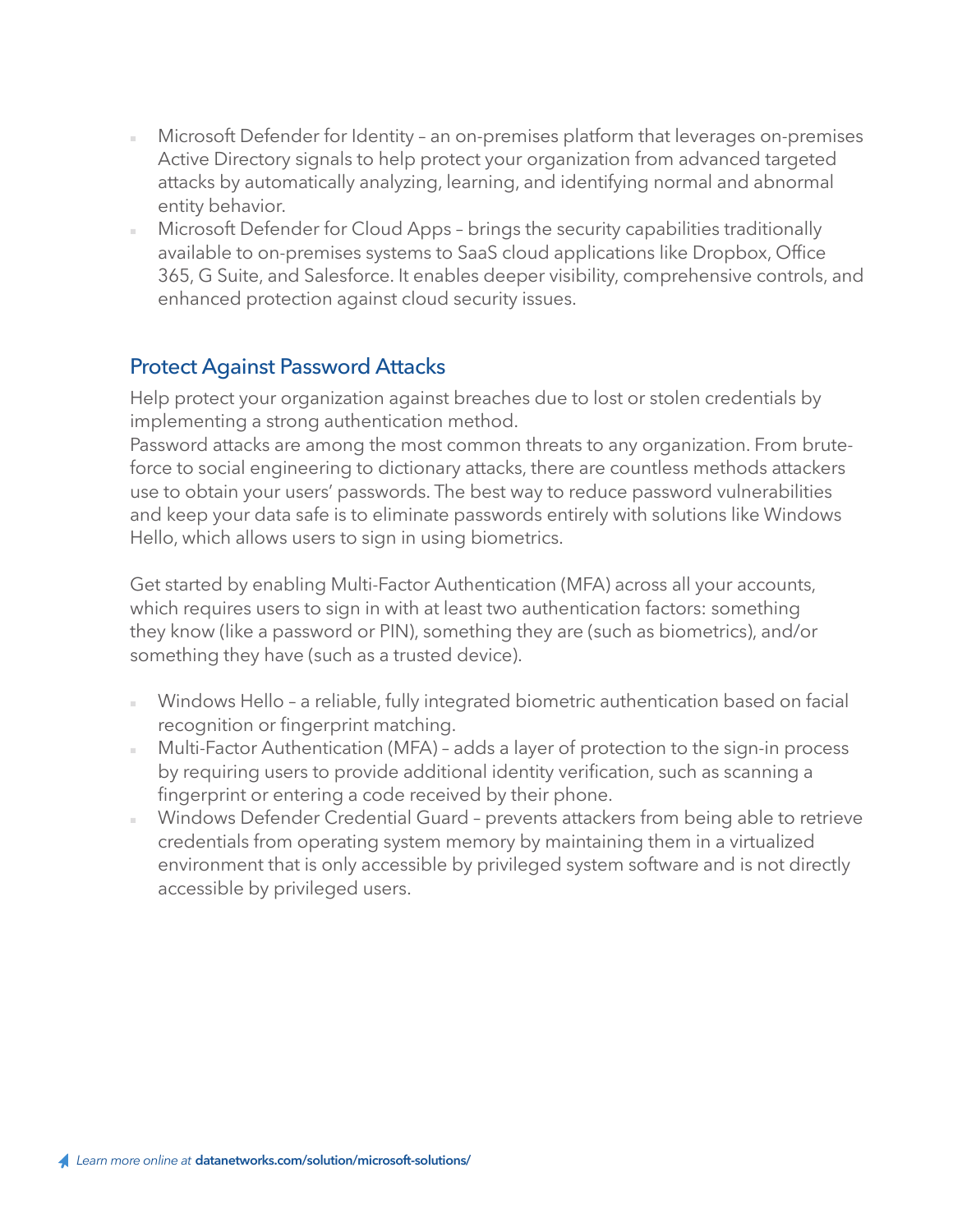- Microsoft Defender for Identity – an on-premises platform that leverages on-premises Active Directory signals to help protect your organization from advanced targeted attacks by automatically analyzing, learning, and identifying normal and abnormal entity behavior.
- Microsoft Defender for Cloud Apps – brings the security capabilities traditionally available to on-premises systems to SaaS cloud applications like Dropbox, Office 365, G Suite, and Salesforce. It enables deeper visibility, comprehensive controls, and enhanced protection against cloud security issues.

## Protect Against Password Attacks

Help protect your organization against breaches due to lost or stolen credentials by implementing a strong authentication method.
Password attacks are among the most common threats to any organization. From brute-force to social engineering to dictionary attacks, there are countless methods attackers use to obtain your users' passwords. The best way to reduce password vulnerabilities and keep your data safe is to eliminate passwords entirely with solutions like Windows Hello, which allows users to sign in using biometrics.

Get started by enabling Multi-Factor Authentication (MFA) across all your accounts, which requires users to sign in with at least two authentication factors: something they know (like a password or PIN), something they are (such as biometrics), and/or something they have (such as a trusted device).

- Windows Hello – a reliable, fully integrated biometric authentication based on facial recognition or fingerprint matching.
- Multi-Factor Authentication (MFA) – adds a layer of protection to the sign-in process by requiring users to provide additional identity verification, such as scanning a fingerprint or entering a code received by their phone.
- Windows Defender Credential Guard – prevents attackers from being able to retrieve credentials from operating system memory by maintaining them in a virtualized environment that is only accessible by privileged system software and is not directly accessible by privileged users.

*Learn more online at* **datanetworks.com/solution/microsoft-solutions/**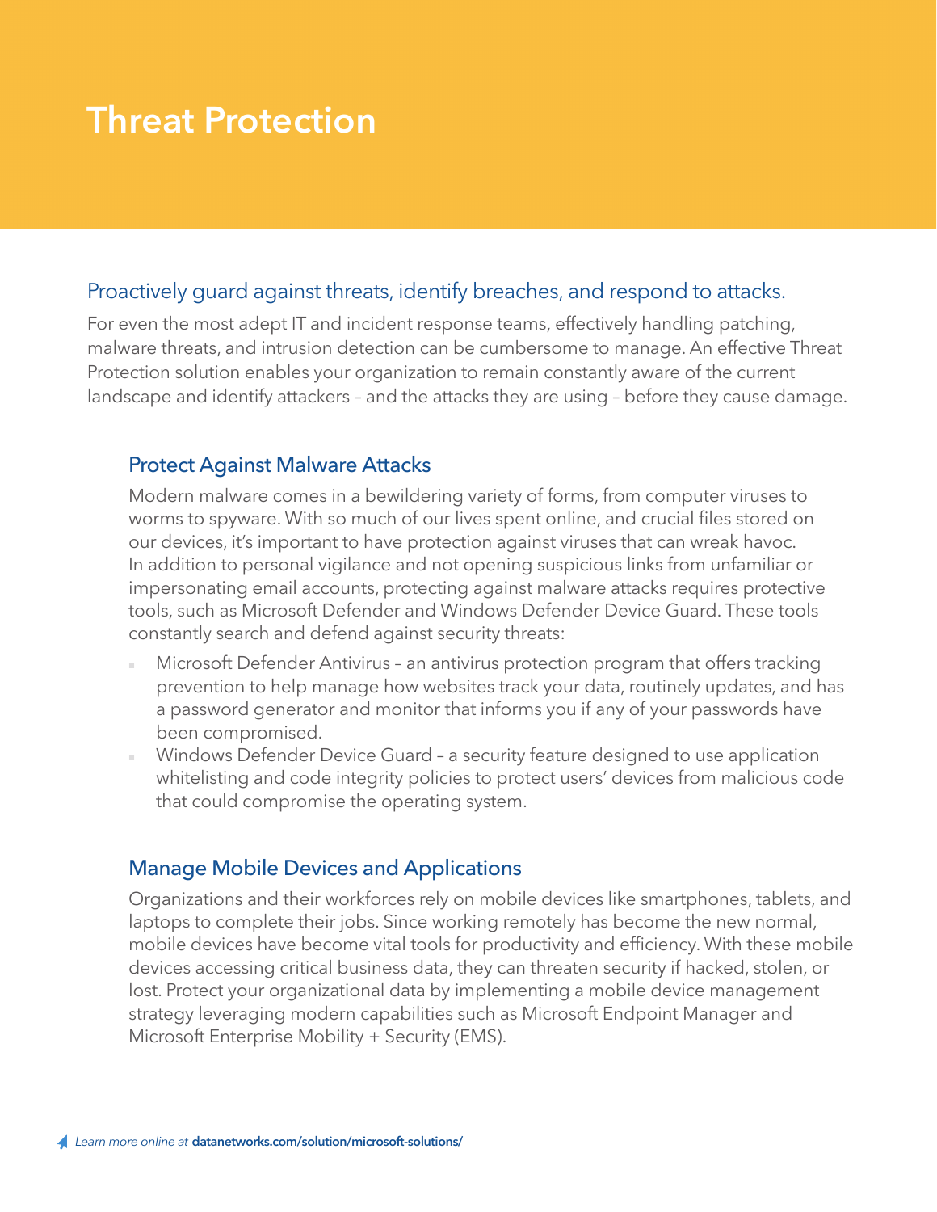# Threat Protection

## Proactively guard against threats, identify breaches, and respond to attacks.

For even the most adept IT and incident response teams, effectively handling patching, malware threats, and intrusion detection can be cumbersome to manage. An effective Threat Protection solution enables your organization to remain constantly aware of the current landscape and identify attackers – and the attacks they are using – before they cause damage.

### Protect Against Malware Attacks

Modern malware comes in a bewildering variety of forms, from computer viruses to worms to spyware. With so much of our lives spent online, and crucial files stored on our devices, it's important to have protection against viruses that can wreak havoc. In addition to personal vigilance and not opening suspicious links from unfamiliar or impersonating email accounts, protecting against malware attacks requires protective tools, such as Microsoft Defender and Windows Defender Device Guard. These tools constantly search and defend against security threats:

- Microsoft Defender Antivirus – an antivirus protection program that offers tracking prevention to help manage how websites track your data, routinely updates, and has a password generator and monitor that informs you if any of your passwords have been compromised.
- Windows Defender Device Guard – a security feature designed to use application whitelisting and code integrity policies to protect users' devices from malicious code that could compromise the operating system.

### Manage Mobile Devices and Applications

Organizations and their workforces rely on mobile devices like smartphones, tablets, and laptops to complete their jobs. Since working remotely has become the new normal, mobile devices have become vital tools for productivity and efficiency. With these mobile devices accessing critical business data, they can threaten security if hacked, stolen, or lost. Protect your organizational data by implementing a mobile device management strategy leveraging modern capabilities such as Microsoft Endpoint Manager and Microsoft Enterprise Mobility + Security (EMS).

*Learn more online at* **datanetworks.com/solution/microsoft-solutions/**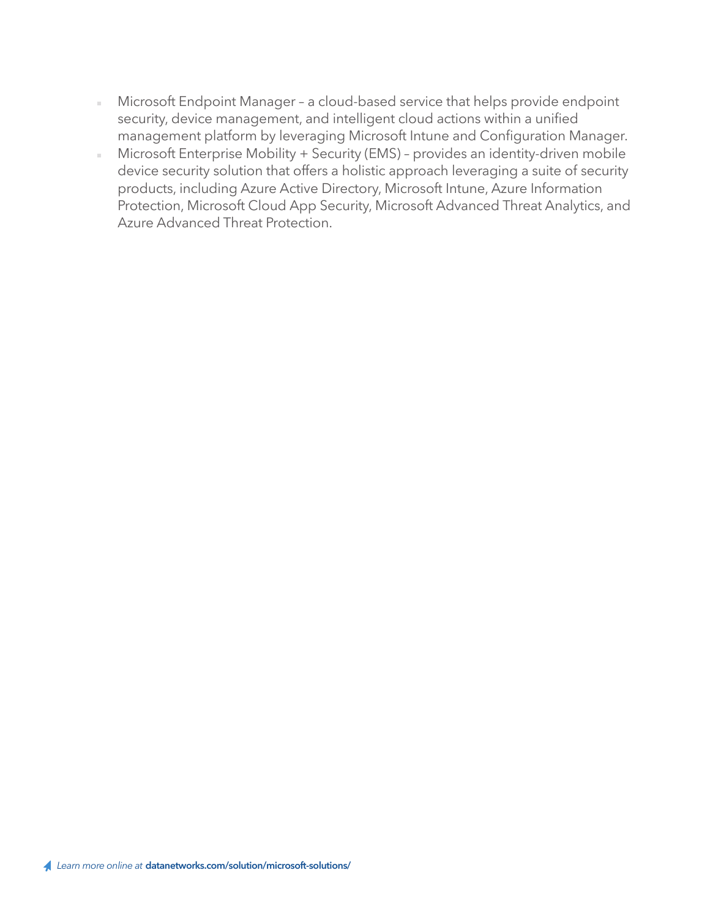- Microsoft Endpoint Manager – a cloud-based service that helps provide endpoint security, device management, and intelligent cloud actions within a unified management platform by leveraging Microsoft Intune and Configuration Manager.
- Microsoft Enterprise Mobility + Security (EMS) – provides an identity-driven mobile device security solution that offers a holistic approach leveraging a suite of security products, including Azure Active Directory, Microsoft Intune, Azure Information Protection, Microsoft Cloud App Security, Microsoft Advanced Threat Analytics, and Azure Advanced Threat Protection.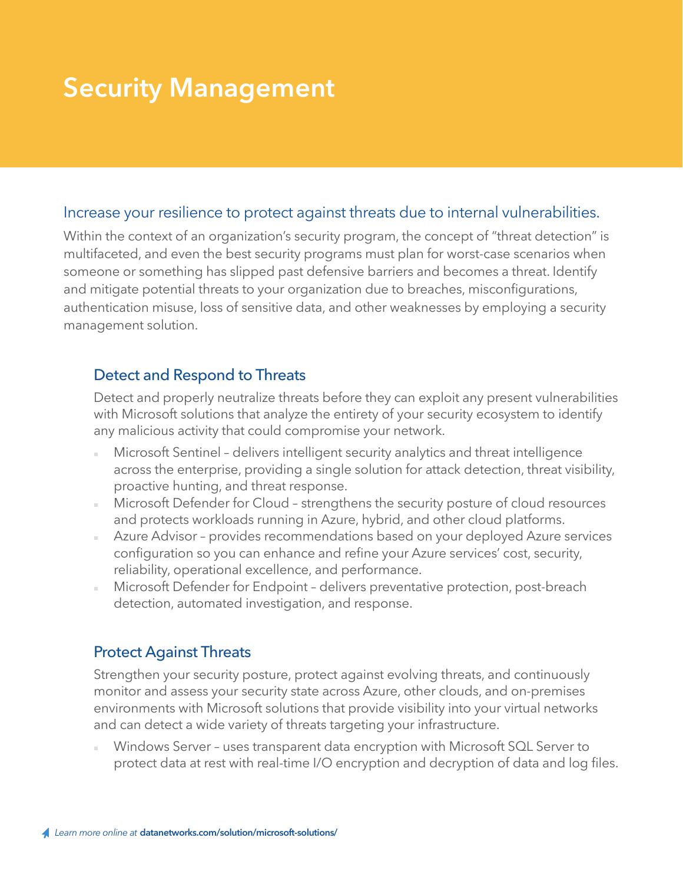# Security Management

## Increase your resilience to protect against threats due to internal vulnerabilities.

Within the context of an organization's security program, the concept of "threat detection" is multifaceted, and even the best security programs must plan for worst-case scenarios when someone or something has slipped past defensive barriers and becomes a threat. Identify and mitigate potential threats to your organization due to breaches, misconfigurations, authentication misuse, loss of sensitive data, and other weaknesses by employing a security management solution.

### Detect and Respond to Threats

Detect and properly neutralize threats before they can exploit any present vulnerabilities with Microsoft solutions that analyze the entirety of your security ecosystem to identify any malicious activity that could compromise your network.

- Microsoft Sentinel – delivers intelligent security analytics and threat intelligence across the enterprise, providing a single solution for attack detection, threat visibility, proactive hunting, and threat response.
- Microsoft Defender for Cloud – strengthens the security posture of cloud resources and protects workloads running in Azure, hybrid, and other cloud platforms.
- Azure Advisor – provides recommendations based on your deployed Azure services configuration so you can enhance and refine your Azure services' cost, security, reliability, operational excellence, and performance.
- Microsoft Defender for Endpoint – delivers preventative protection, post-breach detection, automated investigation, and response.

### Protect Against Threats

Strengthen your security posture, protect against evolving threats, and continuously monitor and assess your security state across Azure, other clouds, and on-premises environments with Microsoft solutions that provide visibility into your virtual networks and can detect a wide variety of threats targeting your infrastructure.

- Windows Server – uses transparent data encryption with Microsoft SQL Server to protect data at rest with real-time I/O encryption and decryption of data and log files.

*Learn more online at* **datanetworks.com/solution/microsoft-solutions/**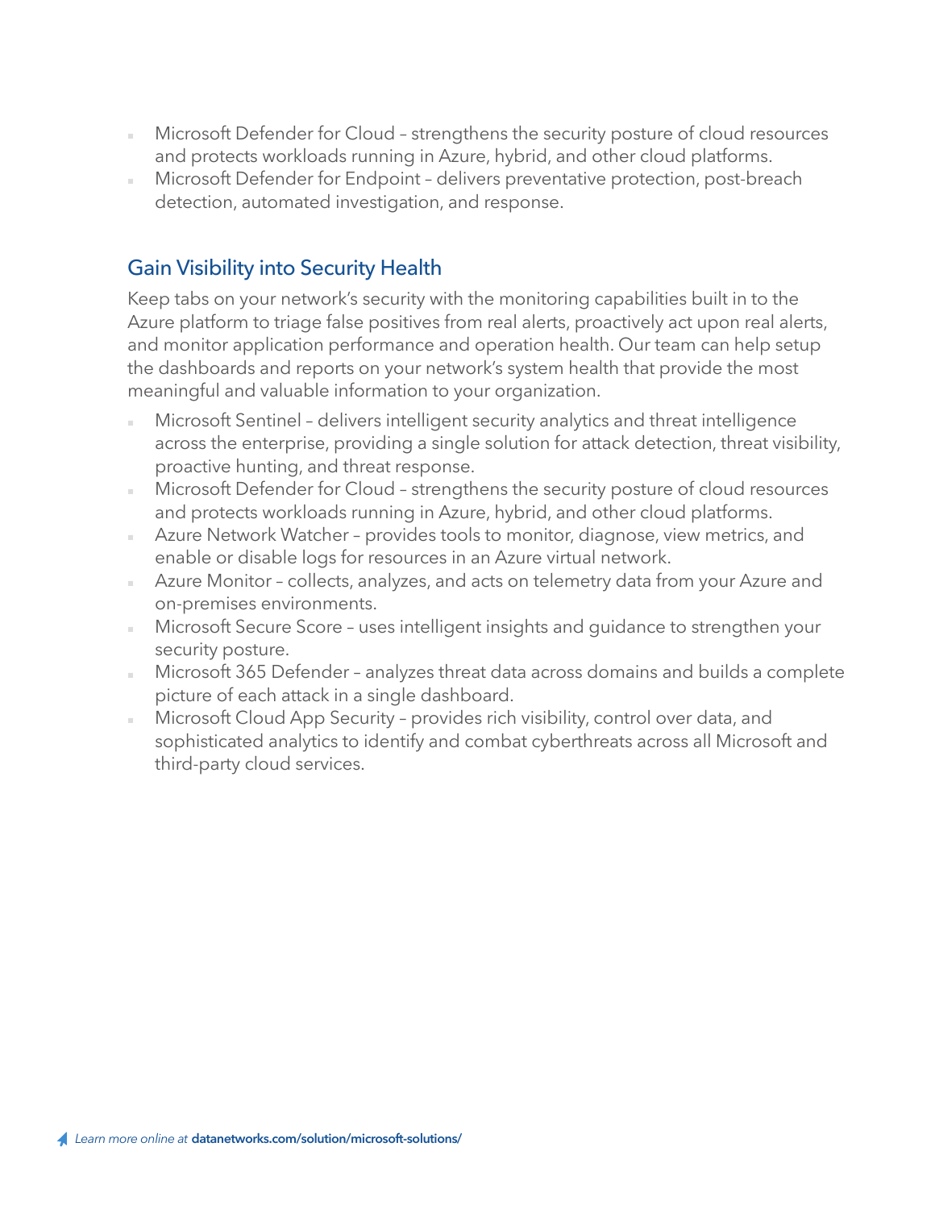- Microsoft Defender for Cloud – strengthens the security posture of cloud resources and protects workloads running in Azure, hybrid, and other cloud platforms.
- Microsoft Defender for Endpoint – delivers preventative protection, post-breach detection, automated investigation, and response.

## Gain Visibility into Security Health

Keep tabs on your network's security with the monitoring capabilities built in to the Azure platform to triage false positives from real alerts, proactively act upon real alerts, and monitor application performance and operation health. Our team can help setup the dashboards and reports on your network's system health that provide the most meaningful and valuable information to your organization.

- Microsoft Sentinel – delivers intelligent security analytics and threat intelligence across the enterprise, providing a single solution for attack detection, threat visibility, proactive hunting, and threat response.
- Microsoft Defender for Cloud – strengthens the security posture of cloud resources and protects workloads running in Azure, hybrid, and other cloud platforms.
- Azure Network Watcher – provides tools to monitor, diagnose, view metrics, and enable or disable logs for resources in an Azure virtual network.
- Azure Monitor – collects, analyzes, and acts on telemetry data from your Azure and on-premises environments.
- Microsoft Secure Score – uses intelligent insights and guidance to strengthen your security posture.
- Microsoft 365 Defender – analyzes threat data across domains and builds a complete picture of each attack in a single dashboard.
- Microsoft Cloud App Security – provides rich visibility, control over data, and sophisticated analytics to identify and combat cyberthreats across all Microsoft and third-party cloud services.

*Learn more online at* **datanetworks.com/solution/microsoft-solutions/**